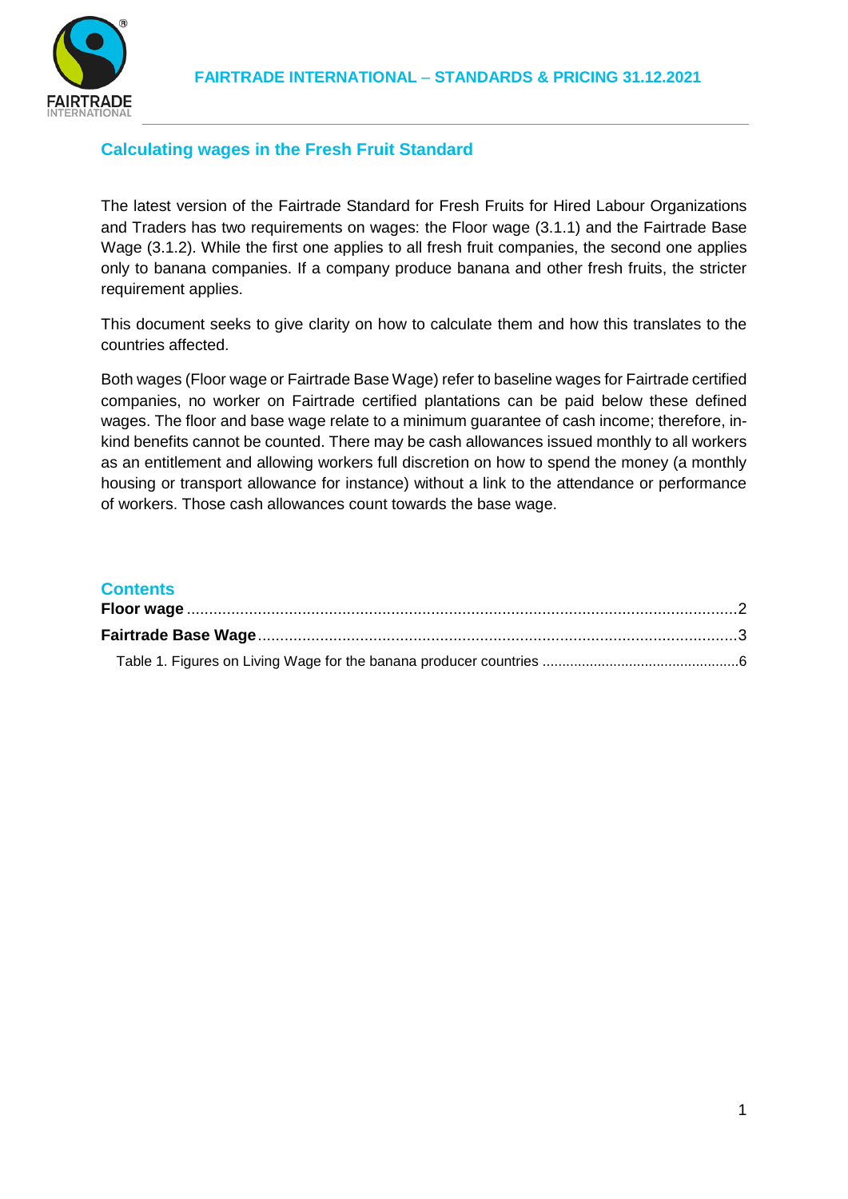# Calculating wages in the Fresh Fruit Standard

The latest version of the Fairtrade Standard for Fresh Fruits for Hired Labour Organizations and Traders has two requirements on wages: the Floor wage (3.1.1) and the Fairtrade Base Wage (3.1.2). While the first one applies to all fresh fruit companies, the second one applies only to banana companies. If a company produce banana and other fresh fruits, the stricter requirement applies.

This document seeks to give clarity on how to calculate them and how this translates to the countries affected.

Both wages (Floor wage or Fairtrade Base Wage) refer to baseline wages for Fairtrade certified companies, no worker on Fairtrade certified plantations can be paid below these defined wages. The floor and base wage relate to a minimum guarantee of cash income; therefore, in-kind benefits cannot be counted. There may be cash allowances issued monthly to all workers as an entitlement and allowing workers full discretion on how to spend the money (a monthly housing or transport allowance for instance) without a link to the attendance or performance of workers. Those cash allowances count towards the base wage.

## Contents

**Floor wage** .......................................................................................................................... 2

**Fairtrade Base Wage** ........................................................................................................... 3

Table 1. Figures on Living Wage for the banana producer countries ................................................. 6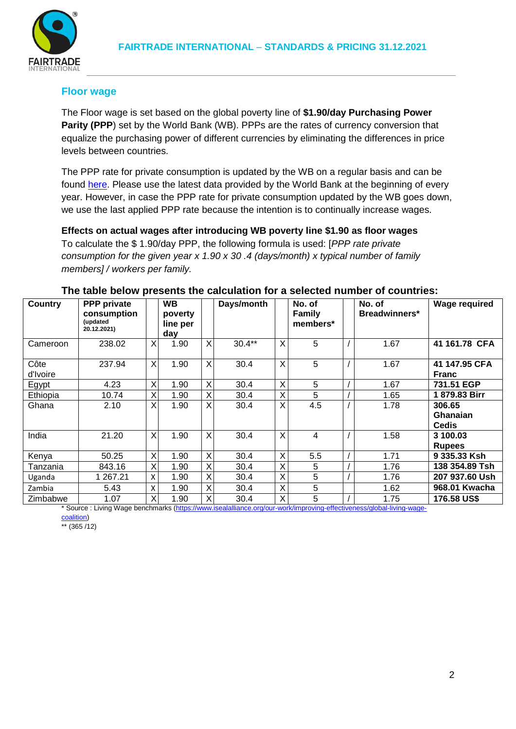## Floor wage

The Floor wage is set based on the global poverty line of **$1.90/day Purchasing Power Parity (PPP**) set by the World Bank (WB). PPPs are the rates of currency conversion that equalize the purchasing power of different currencies by eliminating the differences in price levels between countries.

The PPP rate for private consumption is updated by the WB on a regular basis and can be found here. Please use the latest data provided by the World Bank at the beginning of every year. However, in case the PPP rate for private consumption updated by the WB goes down, we use the last applied PPP rate because the intention is to continually increase wages.

**Effects on actual wages after introducing WB poverty line $1.90 as floor wages**

To calculate the $ 1.90/day PPP, the following formula is used: [*PPP rate private consumption for the given year x 1.90 x 30 .4 (days/month) x typical number of family members*] */ workers per family.*

**The table below presents the calculation for a selected number of countries:**

| Country | PPP private consumption (updated 20.12.2021) | | WB poverty line per day | | Days/month | | No. of Family members* | | No. of Breadwinners* | Wage required |
|---|---|---|---|---|---|---|---|---|---|---|
| Cameroon | 238.02 | X | 1.90 | X | 30.4** | X | 5 | / | 1.67 | **41 161.78 CFA** |
| Côte d'Ivoire | 237.94 | X | 1.90 | X | 30.4 | X | 5 | / | 1.67 | **41 147.95 CFA Franc** |
| Egypt | 4.23 | X | 1.90 | X | 30.4 | X | 5 | / | 1.67 | **731.51 EGP** |
| Ethiopia | 10.74 | X | 1.90 | X | 30.4 | X | 5 | / | 1.65 | **1 879.83 Birr** |
| Ghana | 2.10 | X | 1.90 | X | 30.4 | X | 4.5 | / | 1.78 | **306.65 Ghanaian Cedis** |
| India | 21.20 | X | 1.90 | X | 30.4 | X | 4 | / | 1.58 | **3 100.03 Rupees** |
| Kenya | 50.25 | X | 1.90 | X | 30.4 | X | 5.5 | / | 1.71 | **9 335.33 Ksh** |
| Tanzania | 843.16 | X | 1.90 | X | 30.4 | X | 5 | / | 1.76 | **138 354.89 Tsh** |
| Uganda | 1 267.21 | X | 1.90 | X | 30.4 | X | 5 | / | 1.76 | **207 937.60 Ush** |
| Zambia | 5.43 | X | 1.90 | X | 30.4 | X | 5 | | 1.62 | **968.01 Kwacha** |
| Zimbabwe | 1.07 | X | 1.90 | X | 30.4 | X | 5 | / | 1.75 | **176.58 US$** |

\* Source : Living Wage benchmarks (https://www.isealalliance.org/our-work/improving-effectiveness/global-living-wage-coalition)

** (365 /12)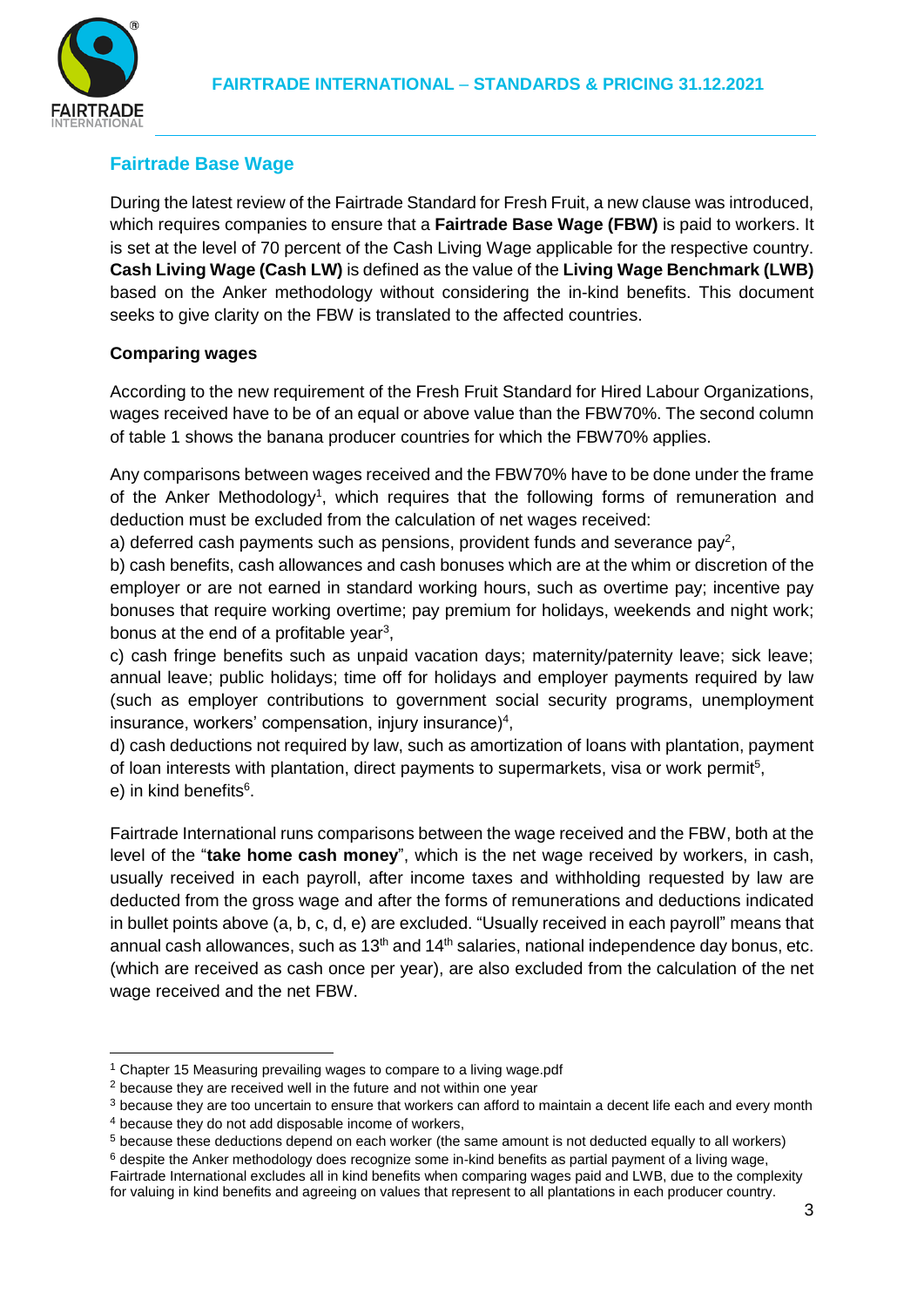## Fairtrade Base Wage

During the latest review of the Fairtrade Standard for Fresh Fruit, a new clause was introduced, which requires companies to ensure that a **Fairtrade Base Wage (FBW)** is paid to workers. It is set at the level of 70 percent of the Cash Living Wage applicable for the respective country. **Cash Living Wage (Cash LW)** is defined as the value of the **Living Wage Benchmark (LWB)** based on the Anker methodology without considering the in-kind benefits. This document seeks to give clarity on the FBW is translated to the affected countries.

### Comparing wages

According to the new requirement of the Fresh Fruit Standard for Hired Labour Organizations, wages received have to be of an equal or above value than the FBW70%. The second column of table 1 shows the banana producer countries for which the FBW70% applies.

Any comparisons between wages received and the FBW70% have to be done under the frame of the Anker Methodology[1], which requires that the following forms of remuneration and deduction must be excluded from the calculation of net wages received:

a) deferred cash payments such as pensions, provident funds and severance pay[2],

b) cash benefits, cash allowances and cash bonuses which are at the whim or discretion of the employer or are not earned in standard working hours, such as overtime pay; incentive pay bonuses that require working overtime; pay premium for holidays, weekends and night work; bonus at the end of a profitable year[3],

c) cash fringe benefits such as unpaid vacation days; maternity/paternity leave; sick leave; annual leave; public holidays; time off for holidays and employer payments required by law (such as employer contributions to government social security programs, unemployment insurance, workers' compensation, injury insurance)[4],

d) cash deductions not required by law, such as amortization of loans with plantation, payment of loan interests with plantation, direct payments to supermarkets, visa or work permit[5],

e) in kind benefits[6].

Fairtrade International runs comparisons between the wage received and the FBW, both at the level of the "**take home cash money**", which is the net wage received by workers, in cash, usually received in each payroll, after income taxes and withholding requested by law are deducted from the gross wage and after the forms of remunerations and deductions indicated in bullet points above (a, b, c, d, e) are excluded. "Usually received in each payroll" means that annual cash allowances, such as 13th and 14th salaries, national independence day bonus, etc. (which are received as cash once per year), are also excluded from the calculation of the net wage received and the net FBW.

---

[1] Chapter 15 Measuring prevailing wages to compare to a living wage.pdf

[2] because they are received well in the future and not within one year

[3] because they are too uncertain to ensure that workers can afford to maintain a decent life each and every month

[4] because they do not add disposable income of workers,

[5] because these deductions depend on each worker (the same amount is not deducted equally to all workers)

[6] despite the Anker methodology does recognize some in-kind benefits as partial payment of a living wage, Fairtrade International excludes all in kind benefits when comparing wages paid and LWB, due to the complexity for valuing in kind benefits and agreeing on values that represent to all plantations in each producer country.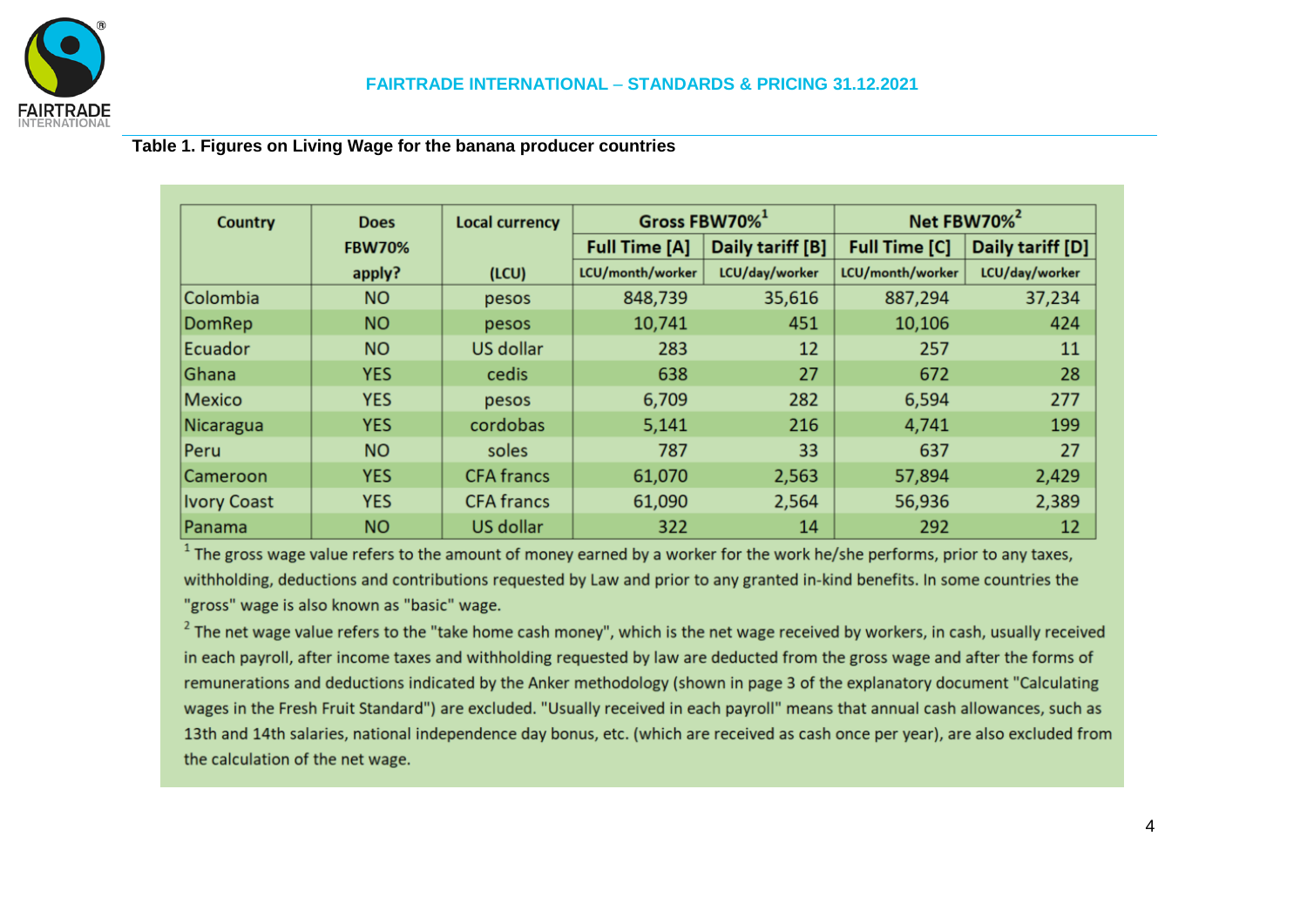**Table 1. Figures on Living Wage for the banana producer countries**

| Country | Does FBW70% apply? | Local currency (LCU) | Gross FBW70%[1] | | Net FBW70%[2] | |
|---|---|---|---|---|---|---|
| | | | Full Time [A] | Daily tariff [B] | Full Time [C] | Daily tariff [D] |
| | | | LCU/month/worker | LCU/day/worker | LCU/month/worker | LCU/day/worker |
| Colombia | NO | pesos | 848,739 | 35,616 | 887,294 | 37,234 |
| DomRep | NO | pesos | 10,741 | 451 | 10,106 | 424 |
| Ecuador | NO | US dollar | 283 | 12 | 257 | 11 |
| Ghana | YES | cedis | 638 | 27 | 672 | 28 |
| Mexico | YES | pesos | 6,709 | 282 | 6,594 | 277 |
| Nicaragua | YES | cordobas | 5,141 | 216 | 4,741 | 199 |
| Peru | NO | soles | 787 | 33 | 637 | 27 |
| Cameroon | YES | CFA francs | 61,070 | 2,563 | 57,894 | 2,429 |
| Ivory Coast | YES | CFA francs | 61,090 | 2,564 | 56,936 | 2,389 |
| Panama | NO | US dollar | 322 | 14 | 292 | 12 |

[1] The gross wage value refers to the amount of money earned by a worker for the work he/she performs, prior to any taxes, withholding, deductions and contributions requested by Law and prior to any granted in-kind benefits. In some countries the "gross" wage is also known as "basic" wage.

[2] The net wage value refers to the "take home cash money", which is the net wage received by workers, in cash, usually received in each payroll, after income taxes and withholding requested by law are deducted from the gross wage and after the forms of remunerations and deductions indicated by the Anker methodology (shown in page 3 of the explanatory document "Calculating wages in the Fresh Fruit Standard") are excluded. "Usually received in each payroll" means that annual cash allowances, such as 13th and 14th salaries, national independence day bonus, etc. (which are received as cash once per year), are also excluded from the calculation of the net wage.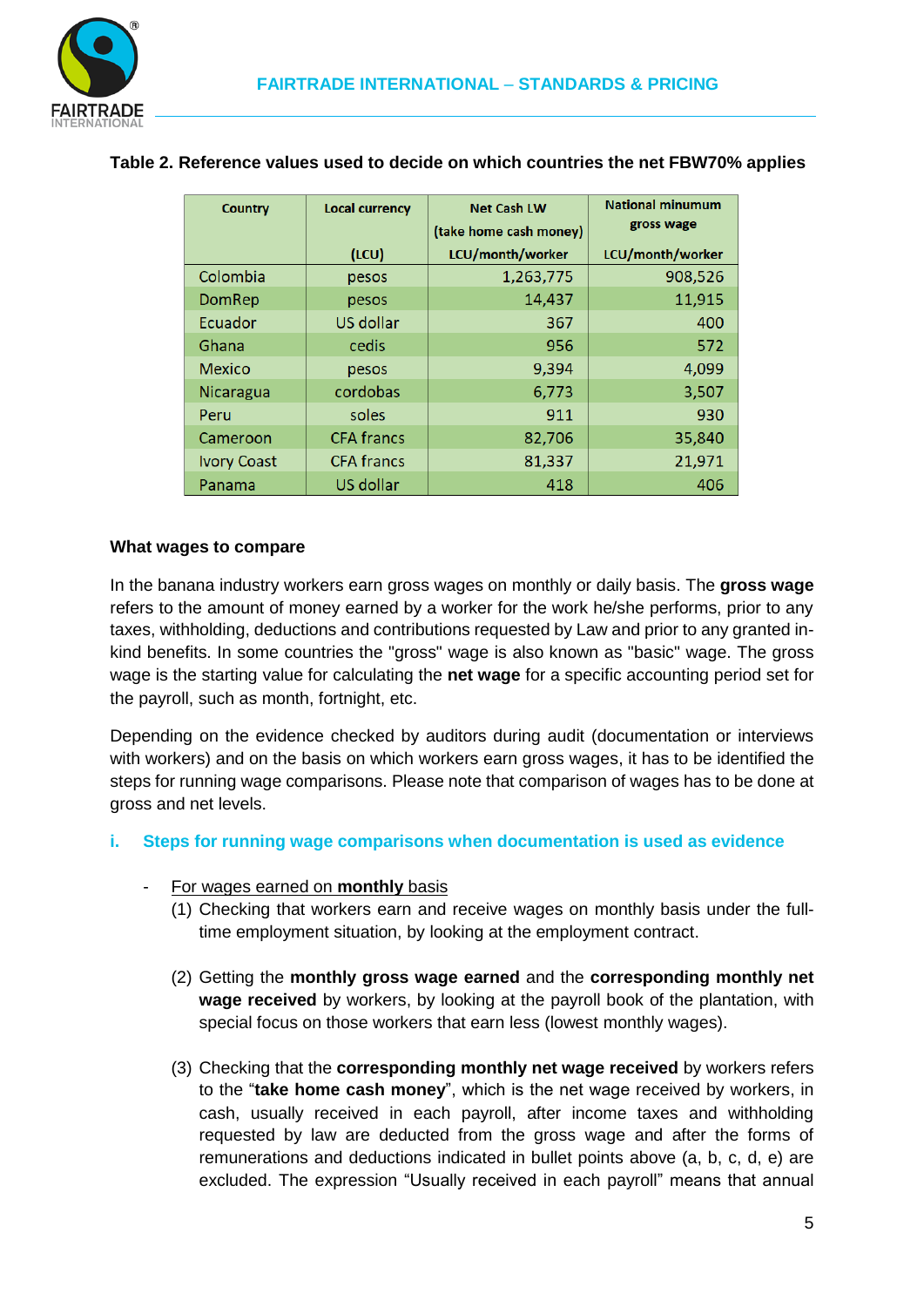**Table 2. Reference values used to decide on which countries the net FBW70% applies**

| Country | Local currency (LCU) | Net Cash LW (take home cash money) LCU/month/worker | National minumum gross wage LCU/month/worker |
|---|---|---|---|
| Colombia | pesos | 1,263,775 | 908,526 |
| DomRep | pesos | 14,437 | 11,915 |
| Ecuador | US dollar | 367 | 400 |
| Ghana | cedis | 956 | 572 |
| Mexico | pesos | 9,394 | 4,099 |
| Nicaragua | cordobas | 6,773 | 3,507 |
| Peru | soles | 911 | 930 |
| Cameroon | CFA francs | 82,706 | 35,840 |
| Ivory Coast | CFA francs | 81,337 | 21,971 |
| Panama | US dollar | 418 | 406 |

**What wages to compare**

In the banana industry workers earn gross wages on monthly or daily basis. The **gross wage** refers to the amount of money earned by a worker for the work he/she performs, prior to any taxes, withholding, deductions and contributions requested by Law and prior to any granted in-kind benefits. In some countries the "gross" wage is also known as "basic" wage. The gross wage is the starting value for calculating the **net wage** for a specific accounting period set for the payroll, such as month, fortnight, etc.

Depending on the evidence checked by auditors during audit (documentation or interviews with workers) and on the basis on which workers earn gross wages, it has to be identified the steps for running wage comparisons. Please note that comparison of wages has to be done at gross and net levels.

### i. Steps for running wage comparisons when documentation is used as evidence

- For wages earned on **monthly** basis
  (1) Checking that workers earn and receive wages on monthly basis under the full-time employment situation, by looking at the employment contract.

  (2) Getting the **monthly gross wage earned** and the **corresponding monthly net wage received** by workers, by looking at the payroll book of the plantation, with special focus on those workers that earn less (lowest monthly wages).

  (3) Checking that the **corresponding monthly net wage received** by workers refers to the "**take home cash money**", which is the net wage received by workers, in cash, usually received in each payroll, after income taxes and withholding requested by law are deducted from the gross wage and after the forms of remunerations and deductions indicated in bullet points above (a, b, c, d, e) are excluded. The expression "Usually received in each payroll" means that annual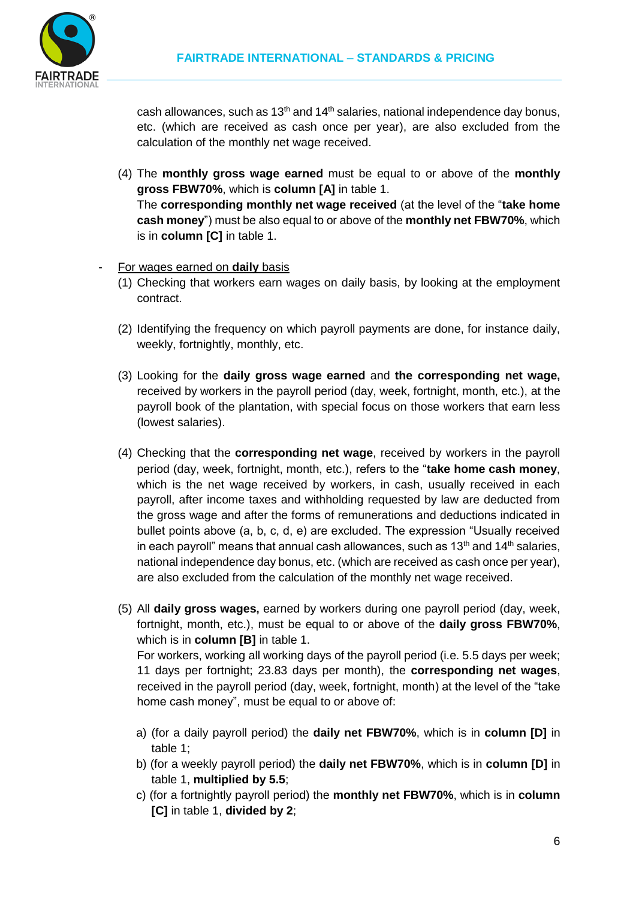cash allowances, such as 13th and 14th salaries, national independence day bonus, etc. (which are received as cash once per year), are also excluded from the calculation of the monthly net wage received.

(4) The **monthly gross wage earned** must be equal to or above of the **monthly gross FBW70%**, which is **column [A]** in table 1.
The **corresponding monthly net wage received** (at the level of the "**take home cash money**") must be also equal to or above of the **monthly net FBW70%**, which is in **column [C]** in table 1.

- For wages earned on **daily** basis

(1) Checking that workers earn wages on daily basis, by looking at the employment contract.

(2) Identifying the frequency on which payroll payments are done, for instance daily, weekly, fortnightly, monthly, etc.

(3) Looking for the **daily gross wage earned** and **the corresponding net wage,** received by workers in the payroll period (day, week, fortnight, month, etc.), at the payroll book of the plantation, with special focus on those workers that earn less (lowest salaries).

(4) Checking that the **corresponding net wage**, received by workers in the payroll period (day, week, fortnight, month, etc.), refers to the "**take home cash money**, which is the net wage received by workers, in cash, usually received in each payroll, after income taxes and withholding requested by law are deducted from the gross wage and after the forms of remunerations and deductions indicated in bullet points above (a, b, c, d, e) are excluded. The expression "Usually received in each payroll" means that annual cash allowances, such as 13th and 14th salaries, national independence day bonus, etc. (which are received as cash once per year), are also excluded from the calculation of the monthly net wage received.

(5) All **daily gross wages,** earned by workers during one payroll period (day, week, fortnight, month, etc.), must be equal to or above of the **daily gross FBW70%**, which is in **column [B]** in table 1.
For workers, working all working days of the payroll period (i.e. 5.5 days per week; 11 days per fortnight; 23.83 days per month), the **corresponding net wages**, received in the payroll period (day, week, fortnight, month) at the level of the "take home cash money", must be equal to or above of:

a) (for a daily payroll period) the **daily net FBW70%**, which is in **column [D]** in table 1;
b) (for a weekly payroll period) the **daily net FBW70%**, which is in **column [D]** in table 1, **multiplied by 5.5**;
c) (for a fortnightly payroll period) the **monthly net FBW70%**, which is in **column [C]** in table 1, **divided by 2**;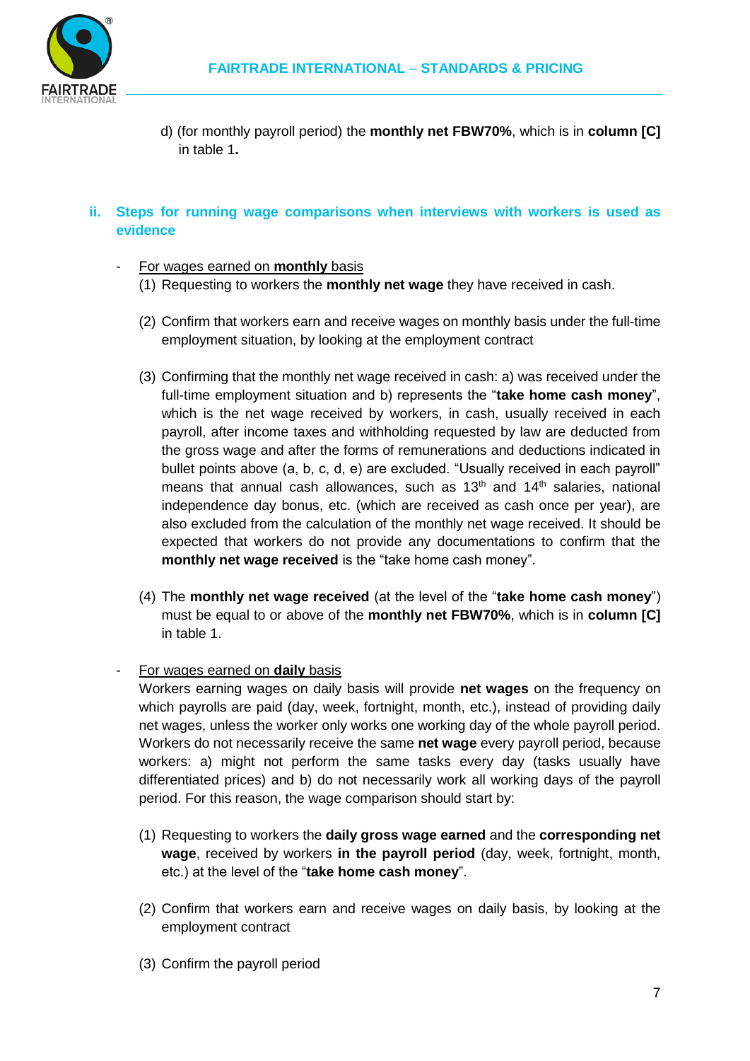d) (for monthly payroll period) the **monthly net FBW70%**, which is in **column [C]** in table 1**.**

### ii. Steps for running wage comparisons when interviews with workers is used as evidence

- For wages earned on **monthly** basis

  (1) Requesting to workers the **monthly net wage** they have received in cash.

  (2) Confirm that workers earn and receive wages on monthly basis under the full-time employment situation, by looking at the employment contract

  (3) Confirming that the monthly net wage received in cash: a) was received under the full-time employment situation and b) represents the "**take home cash money**", which is the net wage received by workers, in cash, usually received in each payroll, after income taxes and withholding requested by law are deducted from the gross wage and after the forms of remunerations and deductions indicated in bullet points above (a, b, c, d, e) are excluded. "Usually received in each payroll" means that annual cash allowances, such as 13th and 14th salaries, national independence day bonus, etc. (which are received as cash once per year), are also excluded from the calculation of the monthly net wage received. It should be expected that workers do not provide any documentations to confirm that the **monthly net wage received** is the "take home cash money".

  (4) The **monthly net wage received** (at the level of the "**take home cash money**") must be equal to or above of the **monthly net FBW70%**, which is in **column [C]** in table 1.

- For wages earned on **daily** basis

  Workers earning wages on daily basis will provide **net wages** on the frequency on which payrolls are paid (day, week, fortnight, month, etc.), instead of providing daily net wages, unless the worker only works one working day of the whole payroll period. Workers do not necessarily receive the same **net wage** every payroll period, because workers: a) might not perform the same tasks every day (tasks usually have differentiated prices) and b) do not necessarily work all working days of the payroll period. For this reason, the wage comparison should start by:

  (1) Requesting to workers the **daily gross wage earned** and the **corresponding net wage**, received by workers **in the payroll period** (day, week, fortnight, month, etc.) at the level of the "**take home cash money**".

  (2) Confirm that workers earn and receive wages on daily basis, by looking at the employment contract

  (3) Confirm the payroll period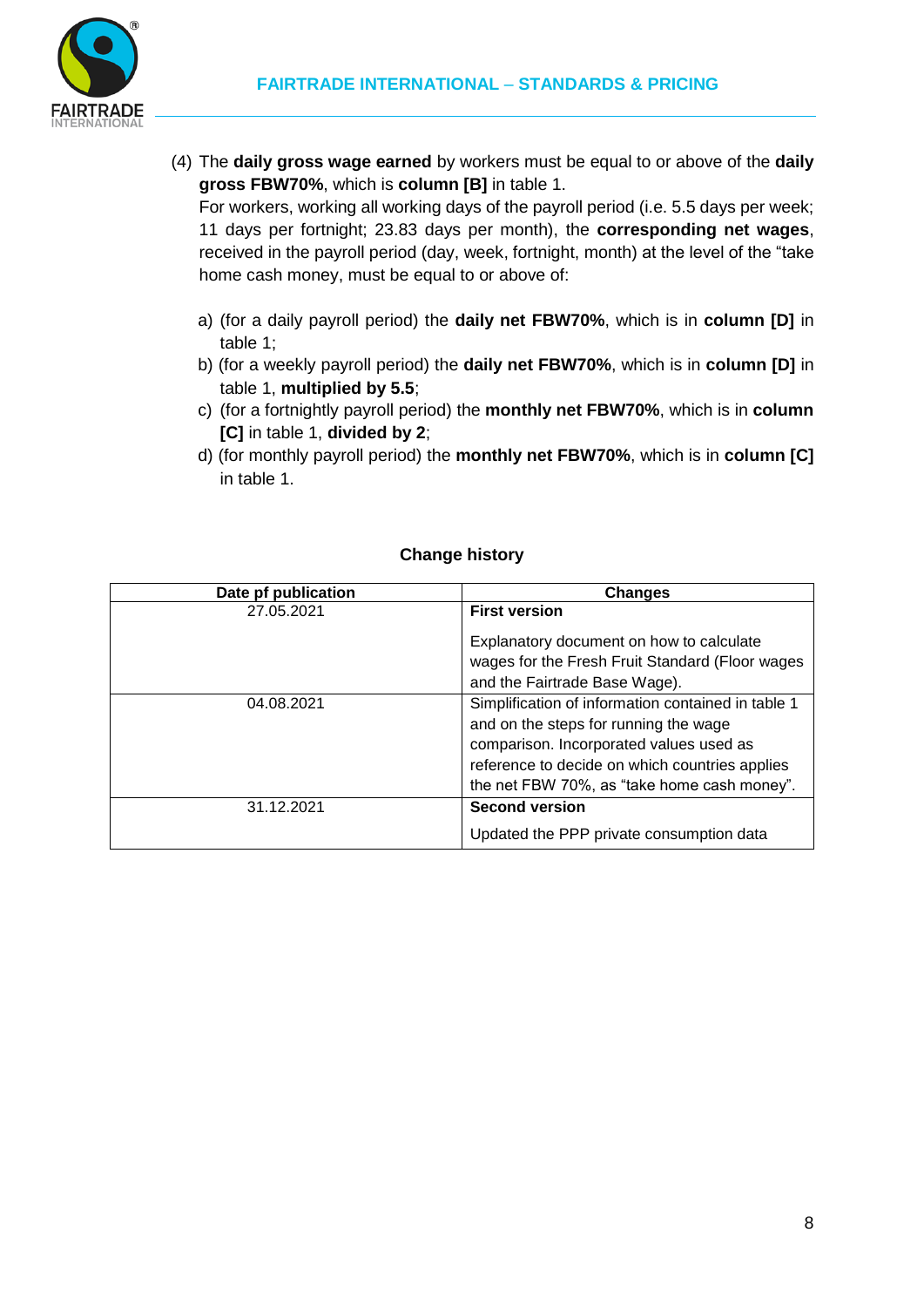(4) The **daily gross wage earned** by workers must be equal to or above of the **daily gross FBW70%**, which is **column [B]** in table 1.
For workers, working all working days of the payroll period (i.e. 5.5 days per week; 11 days per fortnight; 23.83 days per month), the **corresponding net wages**, received in the payroll period (day, week, fortnight, month) at the level of the "take home cash money, must be equal to or above of:

a) (for a daily payroll period) the **daily net FBW70%**, which is in **column [D]** in table 1;
b) (for a weekly payroll period) the **daily net FBW70%**, which is in **column [D]** in table 1, **multiplied by 5.5**;
c) (for a fortnightly payroll period) the **monthly net FBW70%**, which is in **column [C]** in table 1, **divided by 2**;
d) (for monthly payroll period) the **monthly net FBW70%**, which is in **column [C]** in table 1.

## Change history

| Date pf publication | Changes |
|---|---|
| 27.05.2021 | **First version**<br><br>Explanatory document on how to calculate wages for the Fresh Fruit Standard (Floor wages and the Fairtrade Base Wage). |
| 04.08.2021 | Simplification of information contained in table 1 and on the steps for running the wage comparison. Incorporated values used as reference to decide on which countries applies the net FBW 70%, as "take home cash money". |
| 31.12.2021 | **Second version**<br><br>Updated the PPP private consumption data |